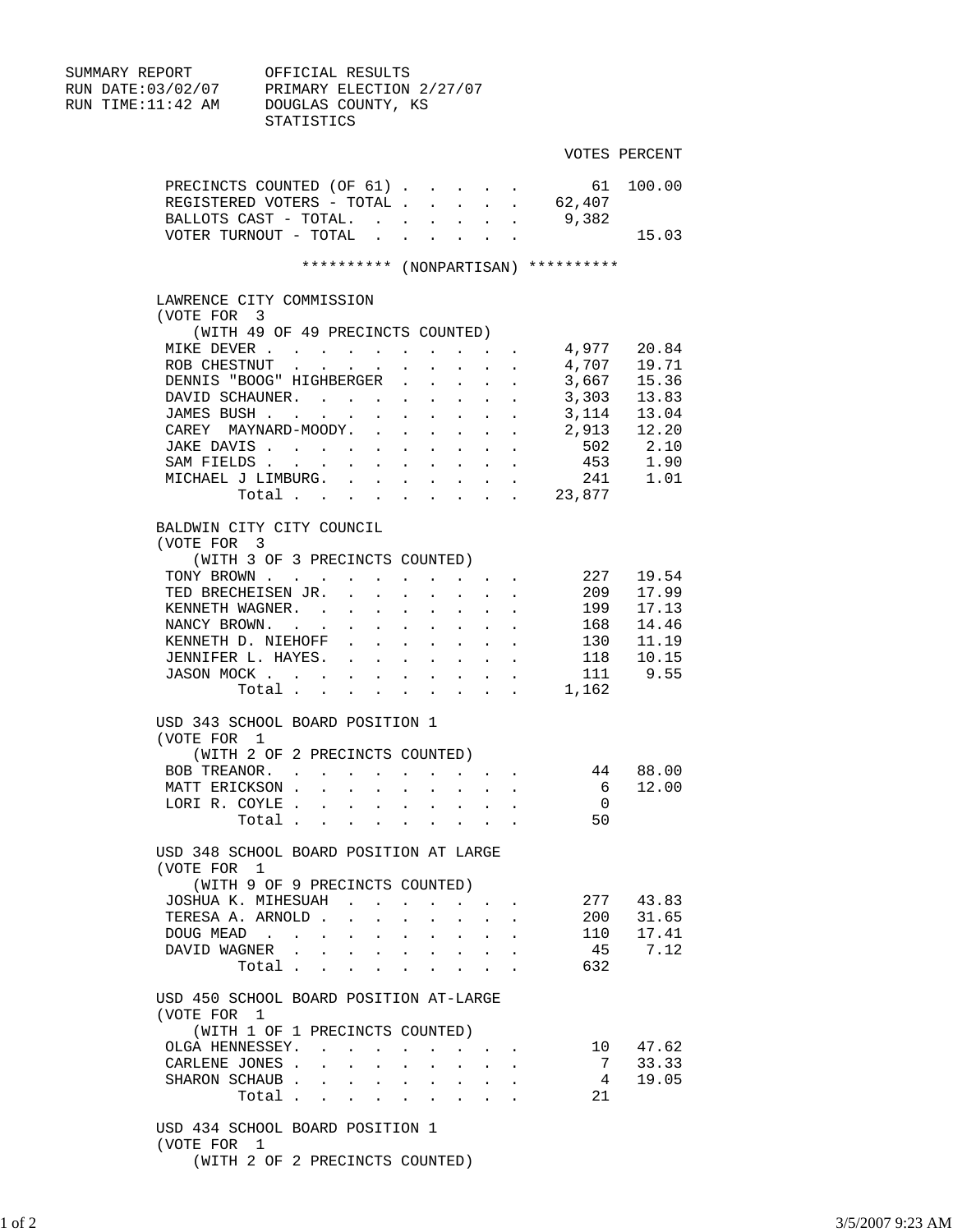SUMMARY REPORT OFFICIAL RESULTS
RUN DATE:03/02/07 PRIMARY ELECTION 2/27/07
RUN TIME:11:42 AM DOUGLAS COUNTY, KS
STATISTICS

| | VOTES | PERCENT |
|---|---|---|
| PRECINCTS COUNTED (OF 61) | 61 | 100.00 |
| REGISTERED VOTERS - TOTAL | 62,407 | |
| BALLOTS CAST - TOTAL. | 9,382 | |
| VOTER TURNOUT - TOTAL | | 15.03 |

********** (NONPARTISAN) **********

LAWRENCE CITY COMMISSION
(VOTE FOR 3
(WITH 49 OF 49 PRECINCTS COUNTED)

| | VOTES | PERCENT |
|---|---|---|
| MIKE DEVER | 4,977 | 20.84 |
| ROB CHESTNUT | 4,707 | 19.71 |
| DENNIS "BOOG" HIGHBERGER | 3,667 | 15.36 |
| DAVID SCHAUNER. | 3,303 | 13.83 |
| JAMES BUSH | 3,114 | 13.04 |
| CAREY MAYNARD-MOODY. | 2,913 | 12.20 |
| JAKE DAVIS | 502 | 2.10 |
| SAM FIELDS | 453 | 1.90 |
| MICHAEL J LIMBURG. | 241 | 1.01 |
| Total | 23,877 | |

BALDWIN CITY CITY COUNCIL
(VOTE FOR 3
(WITH 3 OF 3 PRECINCTS COUNTED)

| | VOTES | PERCENT |
|---|---|---|
| TONY BROWN | 227 | 19.54 |
| TED BRECHEISEN JR. | 209 | 17.99 |
| KENNETH WAGNER. | 199 | 17.13 |
| NANCY BROWN. | 168 | 14.46 |
| KENNETH D. NIEHOFF | 130 | 11.19 |
| JENNIFER L. HAYES. | 118 | 10.15 |
| JASON MOCK | 111 | 9.55 |
| Total | 1,162 | |

USD 343 SCHOOL BOARD POSITION 1
(VOTE FOR 1
(WITH 2 OF 2 PRECINCTS COUNTED)

| | VOTES | PERCENT |
|---|---|---|
| BOB TREANOR. | 44 | 88.00 |
| MATT ERICKSON | 6 | 12.00 |
| LORI R. COYLE | 0 | |
| Total | 50 | |

USD 348 SCHOOL BOARD POSITION AT LARGE
(VOTE FOR 1
(WITH 9 OF 9 PRECINCTS COUNTED)

| | VOTES | PERCENT |
|---|---|---|
| JOSHUA K. MIHESUAH | 277 | 43.83 |
| TERESA A. ARNOLD | 200 | 31.65 |
| DOUG MEAD | 110 | 17.41 |
| DAVID WAGNER | 45 | 7.12 |
| Total | 632 | |

USD 450 SCHOOL BOARD POSITION AT-LARGE
(VOTE FOR 1
(WITH 1 OF 1 PRECINCTS COUNTED)

| | VOTES | PERCENT |
|---|---|---|
| OLGA HENNESSEY. | 10 | 47.62 |
| CARLENE JONES | 7 | 33.33 |
| SHARON SCHAUB | 4 | 19.05 |
| Total | 21 | |

USD 434 SCHOOL BOARD POSITION 1
(VOTE FOR 1
(WITH 2 OF 2 PRECINCTS COUNTED)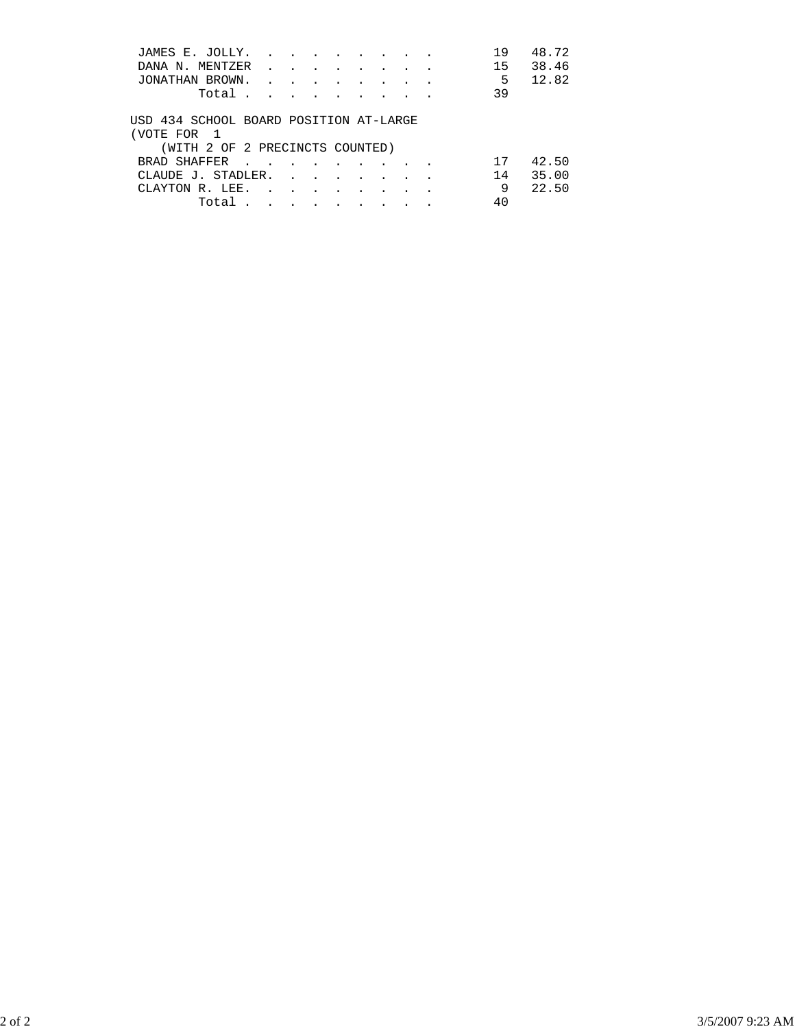| | | |
|---|---|---|
| JAMES E. JOLLY. . . . . . . . . . | 19 | 48.72 |
| DANA N. MENTZER . . . . . . . . . | 15 | 38.46 |
| JONATHAN BROWN. . . . . . . . . . | 5 | 12.82 |
| Total . . . . . . . . . . | 39 | |

USD 434 SCHOOL BOARD POSITION AT-LARGE
(VOTE FOR 1
(WITH 2 OF 2 PRECINCTS COUNTED)

| | | |
|---|---|---|
| BRAD SHAFFER . . . . . . . . . . | 17 | 42.50 |
| CLAUDE J. STADLER. . . . . . . . . | 14 | 35.00 |
| CLAYTON R. LEE. . . . . . . . . . | 9 | 22.50 |
| Total . . . . . . . . . . | 40 | |